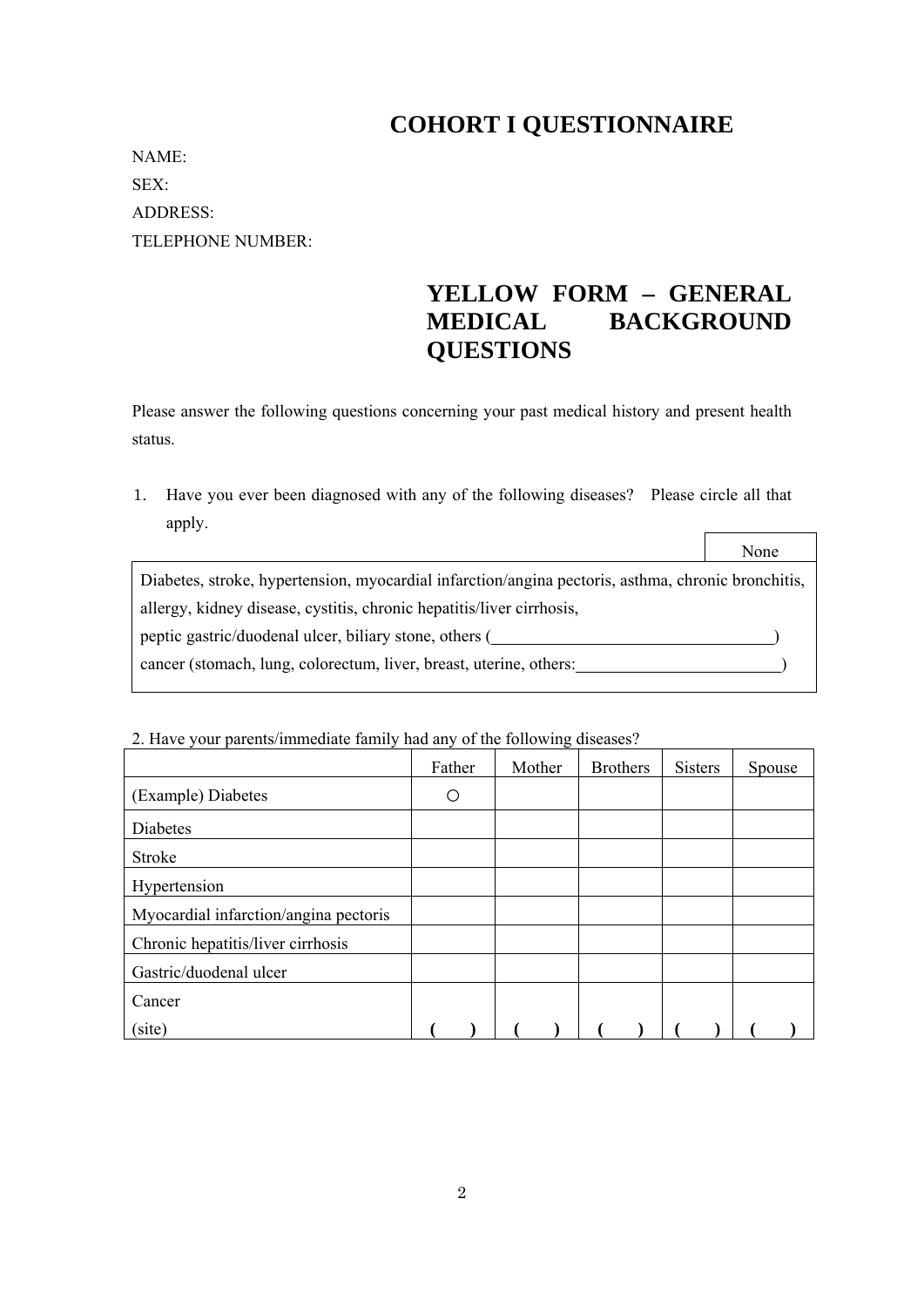# COHORT I QUESTIONNAIRE

NAME:

SEX:

ADDRESS:

TELEPHONE NUMBER:

## YELLOW FORM – GENERAL MEDICAL BACKGROUND QUESTIONS

Please answer the following questions concerning your past medical history and present health status.

1. Have you ever been diagnosed with any of the following diseases? Please circle all that apply.

| | None |
|---|---|
| Diabetes, stroke, hypertension, myocardial infarction/angina pectoris, asthma, chronic bronchitis, allergy, kidney disease, cystitis, chronic hepatitis/liver cirrhosis, peptic gastric/duodenal ulcer, biliary stone, others (\_\_\_\_\_\_\_\_\_\_\_\_\_\_\_\_\_\_\_\_\_\_\_\_\_\_\_\_\_\_\_\_\_\_)<br>cancer (stomach, lung, colorectum, liver, breast, uterine, others:\_\_\_\_\_\_\_\_\_\_\_\_\_\_\_\_\_\_\_\_\_\_\_\_\_) | |

2. Have your parents/immediate family had any of the following diseases?

| | Father | Mother | Brothers | Sisters | Spouse |
|---|---|---|---|---|---|
| (Example) Diabetes | ○ | | | | |
| Diabetes | | | | | |
| Stroke | | | | | |
| Hypertension | | | | | |
| Myocardial infarction/angina pectoris | | | | | |
| Chronic hepatitis/liver cirrhosis | | | | | |
| Gastric/duodenal ulcer | | | | | |
| Cancer<br>(site) | ( ) | ( ) | ( ) | ( ) | ( ) |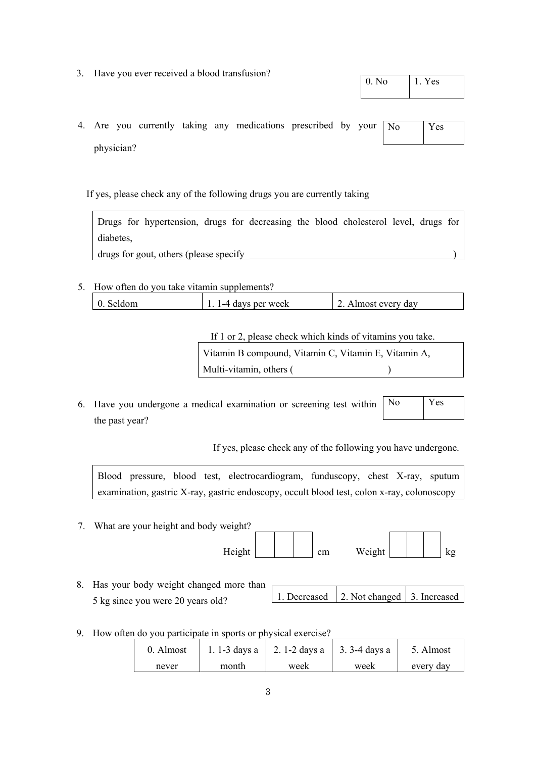3. Have you ever received a blood transfusion?

| 0. No | 1. Yes |
|---|---|

4. Are you currently taking any medications prescribed by your physician?

| No | Yes |
|---|---|

If yes, please check any of the following drugs you are currently taking

| Drugs for hypertension, drugs for decreasing the blood cholesterol level, drugs for diabetes, drugs for gout, others (please specify ____________________________________________) |
|---|

5. How often do you take vitamin supplements?

| 0. Seldom | 1. 1-4 days per week | 2. Almost every day |
|---|---|---|

If 1 or 2, please check which kinds of vitamins you take.

| Vitamin B compound, Vitamin C, Vitamin E, Vitamin A, Multi-vitamin, others (                              ) |
|---|

6. Have you undergone a medical examination or screening test within the past year?

| No | Yes |
|---|---|

If yes, please check any of the following you have undergone.

| Blood pressure, blood test, electrocardiogram, funduscopy, chest X-ray, sputum examination, gastric X-ray, gastric endoscopy, occult blood test, colon x-ray, colonoscopy |
|---|

7. What are your height and body weight?

Height [ ][ ][ ] cm    Weight [ ][ ][ ] kg

8. Has your body weight changed more than 5 kg since you were 20 years old?

| 1. Decreased | 2. Not changed | 3. Increased |
|---|---|---|

9. How often do you participate in sports or physical exercise?

| 0. Almost never | 1. 1-3 days a month | 2. 1-2 days a week | 3. 3-4 days a week | 5. Almost every day |
|---|---|---|---|---|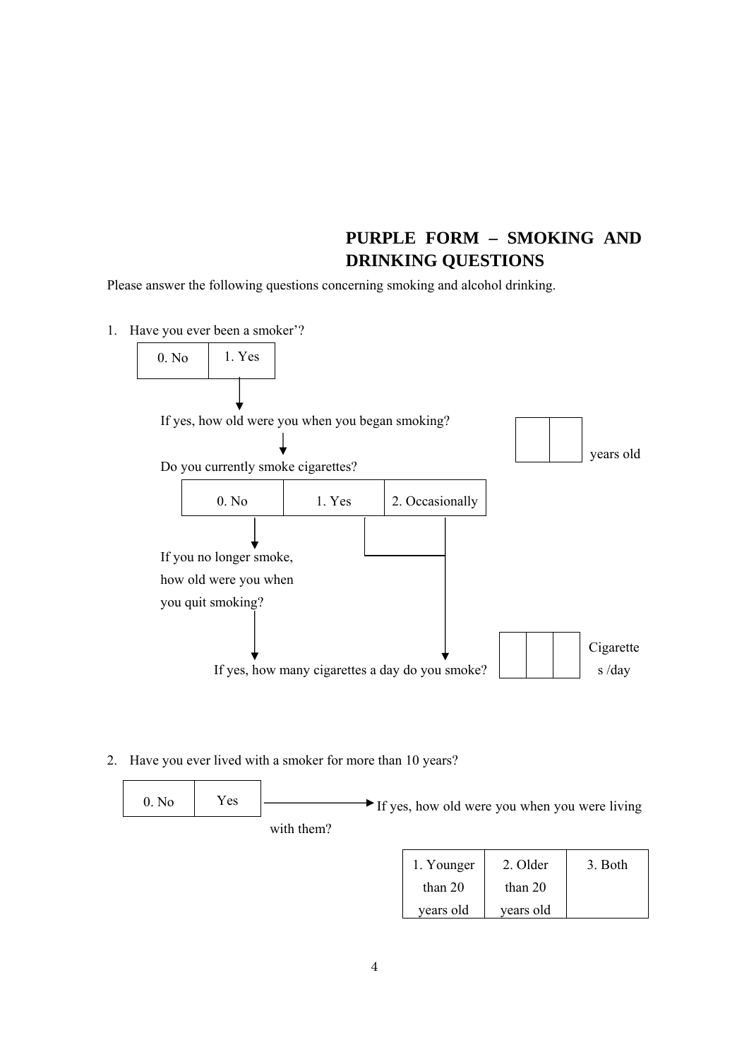## PURPLE FORM – SMOKING AND DRINKING QUESTIONS

Please answer the following questions concerning smoking and alcohol drinking.

1. Have you ever been a smoker'?

| 0. No | 1. Yes |
|---|---|

If yes, how old were you when you began smoking? [ | ] years old

Do you currently smoke cigarettes?

| 0. No | 1. Yes | 2. Occasionally |
|---|---|---|

If you no longer smoke, how old were you when you quit smoking?

If yes, how many cigarettes a day do you smoke? [ | | ] Cigarettes /day

2. Have you ever lived with a smoker for more than 10 years?

| 0. No | Yes |
|---|---|

If yes, how old were you when you were living with them?

| 1. Younger than 20 years old | 2. Older than 20 years old | 3. Both |
|---|---|---|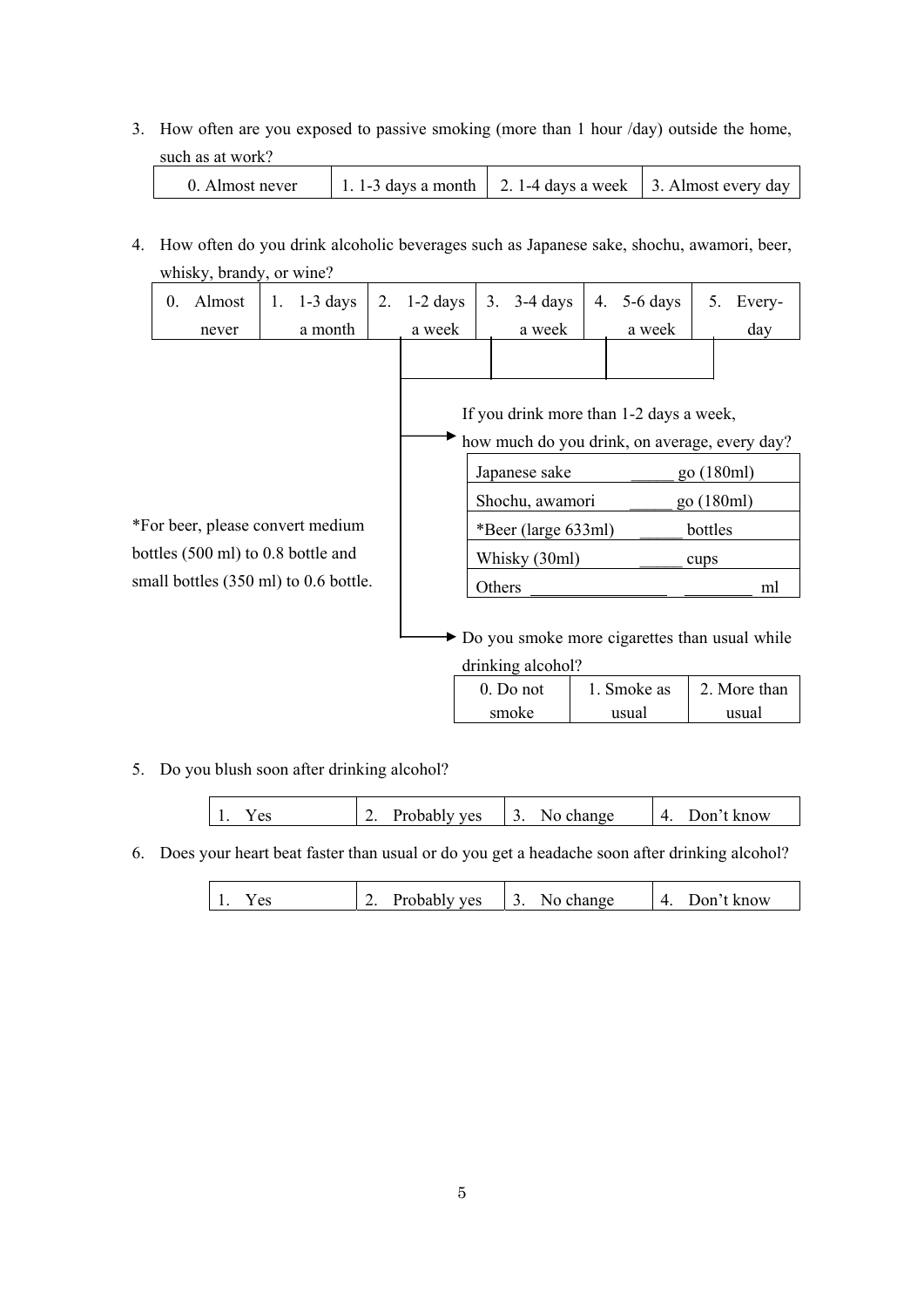3. How often are you exposed to passive smoking (more than 1 hour /day) outside the home, such as at work?

| 0. Almost never | 1. 1-3 days a month | 2. 1-4 days a week | 3. Almost every day |
|---|---|---|---|

4. How often do you drink alcoholic beverages such as Japanese sake, shochu, awamori, beer, whisky, brandy, or wine?

| 0. Almost never | 1. 1-3 days a month | 2. 1-2 days a week | 3. 3-4 days a week | 4. 5-6 days a week | 5. Every-day |
|---|---|---|---|---|---|

If you drink more than 1-2 days a week, how much do you drink, on average, every day?

| | |
|---|---|
| Japanese sake | _____ go (180ml) |
| Shochu, awamori | _____ go (180ml) |
| *Beer (large 633ml) | _____ bottles |
| Whisky (30ml) | _____ cups |
| Others ________________ | ________ ml |

*For beer, please convert medium bottles (500 ml) to 0.8 bottle and small bottles (350 ml) to 0.6 bottle.

Do you smoke more cigarettes than usual while drinking alcohol?

| 0. Do not smoke | 1. Smoke as usual | 2. More than usual |
|---|---|---|

5. Do you blush soon after drinking alcohol?

| 1. Yes | 2. Probably yes | 3. No change | 4. Don't know |
|---|---|---|---|

6. Does your heart beat faster than usual or do you get a headache soon after drinking alcohol?

| 1. Yes | 2. Probably yes | 3. No change | 4. Don't know |
|---|---|---|---|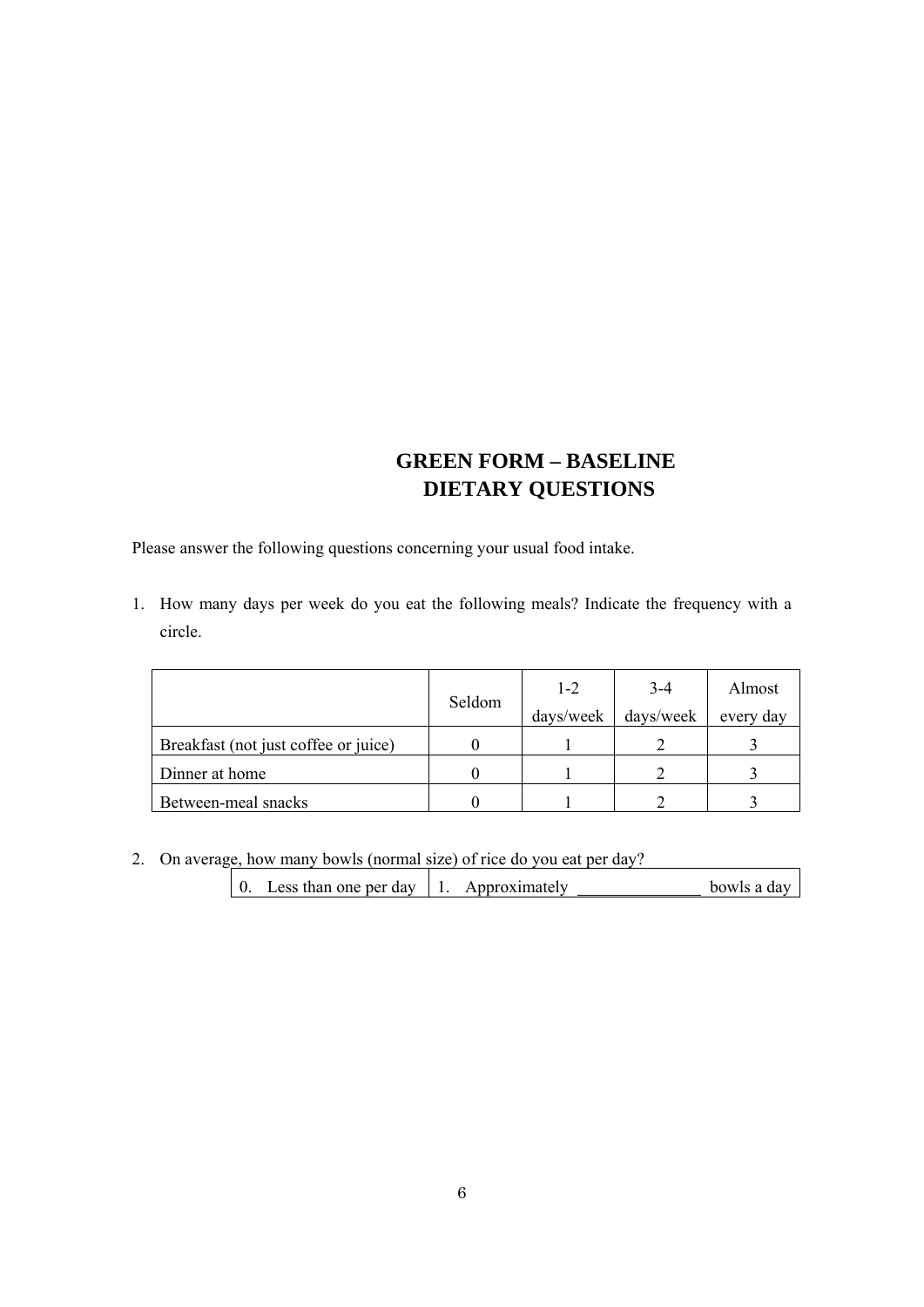# GREEN FORM – BASELINE
# DIETARY QUESTIONS

Please answer the following questions concerning your usual food intake.

1. How many days per week do you eat the following meals? Indicate the frequency with a circle.

| | Seldom | 1-2 days/week | 3-4 days/week | Almost every day |
|---|---|---|---|---|
| Breakfast (not just coffee or juice) | 0 | 1 | 2 | 3 |
| Dinner at home | 0 | 1 | 2 | 3 |
| Between-meal snacks | 0 | 1 | 2 | 3 |

2. On average, how many bowls (normal size) of rice do you eat per day?

| 0. Less than one per day | 1. Approximately _______________ bowls a day |
|---|---|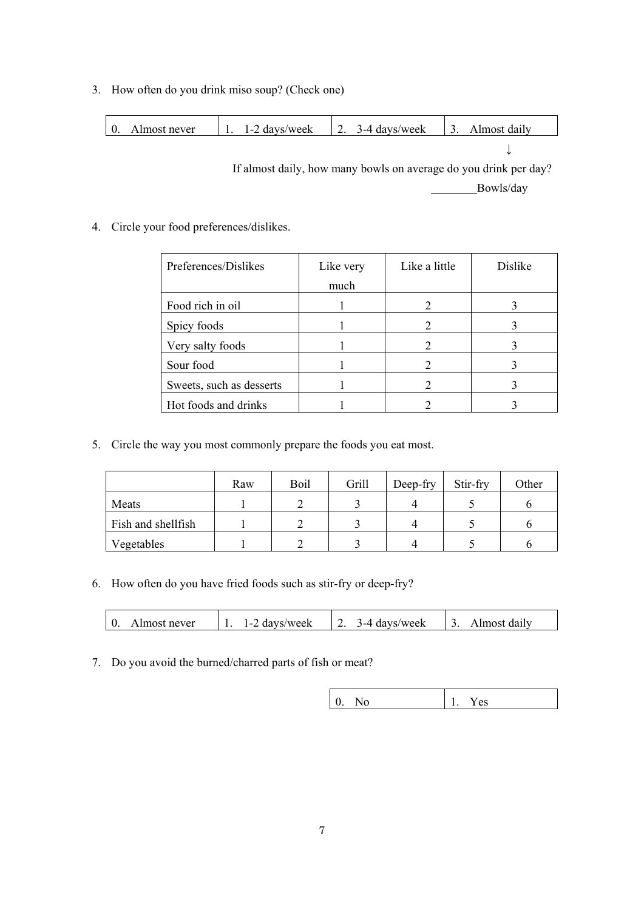3. How often do you drink miso soup? (Check one)

| 0. Almost never | 1. 1-2 days/week | 2. 3-4 days/week | 3. Almost daily |
|---|---|---|---|

↓

If almost daily, how many bowls on average do you drink per day?

________Bowls/day

4. Circle your food preferences/dislikes.

| Preferences/Dislikes | Like very much | Like a little | Dislike |
|---|---|---|---|
| Food rich in oil | 1 | 2 | 3 |
| Spicy foods | 1 | 2 | 3 |
| Very salty foods | 1 | 2 | 3 |
| Sour food | 1 | 2 | 3 |
| Sweets, such as desserts | 1 | 2 | 3 |
| Hot foods and drinks | 1 | 2 | 3 |

5. Circle the way you most commonly prepare the foods you eat most.

| | Raw | Boil | Grill | Deep-fry | Stir-fry | Other |
|---|---|---|---|---|---|---|
| Meats | 1 | 2 | 3 | 4 | 5 | 6 |
| Fish and shellfish | 1 | 2 | 3 | 4 | 5 | 6 |
| Vegetables | 1 | 2 | 3 | 4 | 5 | 6 |

6. How often do you have fried foods such as stir-fry or deep-fry?

| 0. Almost never | 1. 1-2 days/week | 2. 3-4 days/week | 3. Almost daily |
|---|---|---|---|

7. Do you avoid the burned/charred parts of fish or meat?

| 0. No | 1. Yes |
|---|---|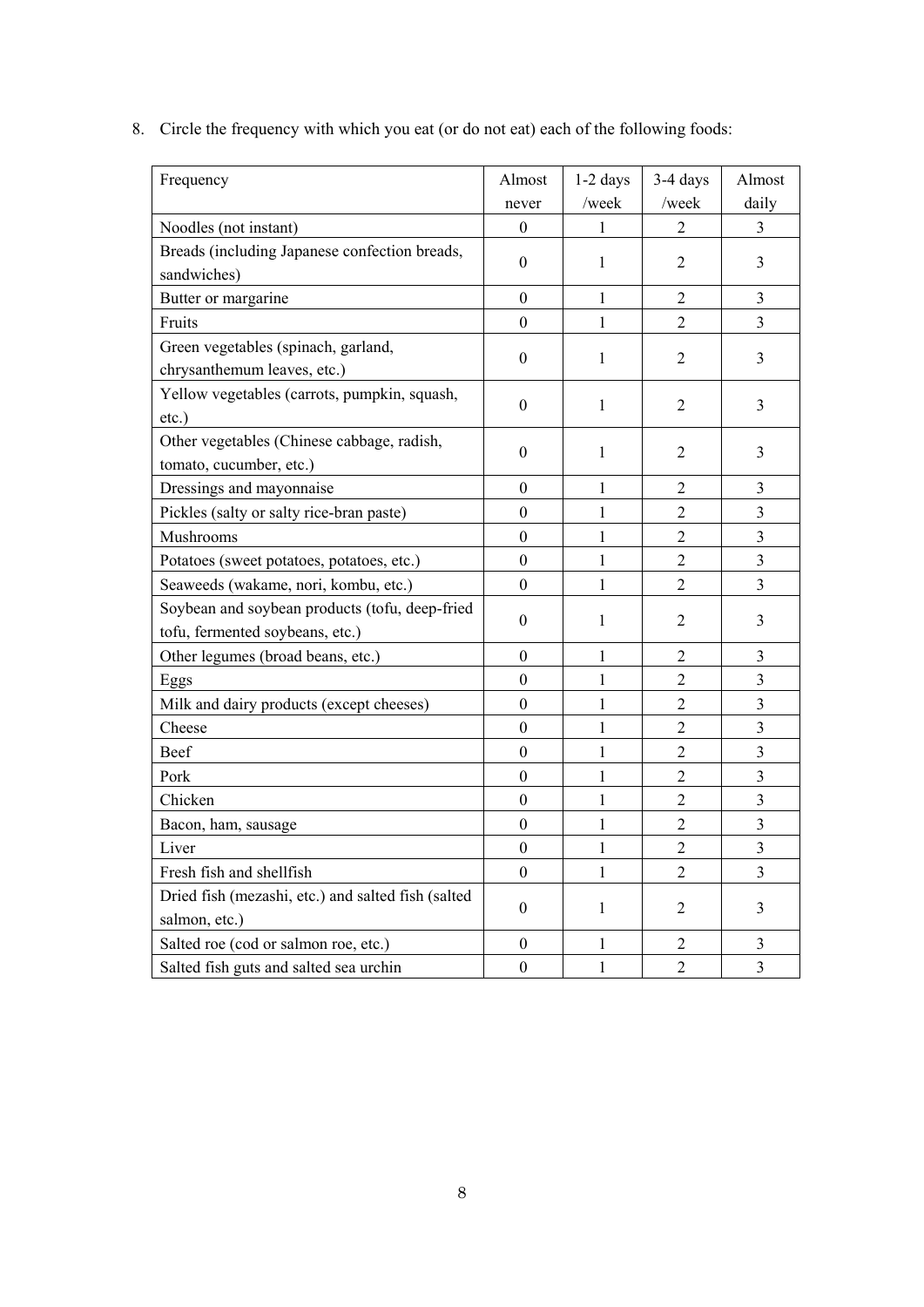8. Circle the frequency with which you eat (or do not eat) each of the following foods:

| Frequency | Almost never | 1-2 days /week | 3-4 days /week | Almost daily |
|---|---|---|---|---|
| Noodles (not instant) | 0 | 1 | 2 | 3 |
| Breads (including Japanese confection breads, sandwiches) | 0 | 1 | 2 | 3 |
| Butter or margarine | 0 | 1 | 2 | 3 |
| Fruits | 0 | 1 | 2 | 3 |
| Green vegetables (spinach, garland, chrysanthemum leaves, etc.) | 0 | 1 | 2 | 3 |
| Yellow vegetables (carrots, pumpkin, squash, etc.) | 0 | 1 | 2 | 3 |
| Other vegetables (Chinese cabbage, radish, tomato, cucumber, etc.) | 0 | 1 | 2 | 3 |
| Dressings and mayonnaise | 0 | 1 | 2 | 3 |
| Pickles (salty or salty rice-bran paste) | 0 | 1 | 2 | 3 |
| Mushrooms | 0 | 1 | 2 | 3 |
| Potatoes (sweet potatoes, potatoes, etc.) | 0 | 1 | 2 | 3 |
| Seaweeds (wakame, nori, kombu, etc.) | 0 | 1 | 2 | 3 |
| Soybean and soybean products (tofu, deep-fried tofu, fermented soybeans, etc.) | 0 | 1 | 2 | 3 |
| Other legumes (broad beans, etc.) | 0 | 1 | 2 | 3 |
| Eggs | 0 | 1 | 2 | 3 |
| Milk and dairy products (except cheeses) | 0 | 1 | 2 | 3 |
| Cheese | 0 | 1 | 2 | 3 |
| Beef | 0 | 1 | 2 | 3 |
| Pork | 0 | 1 | 2 | 3 |
| Chicken | 0 | 1 | 2 | 3 |
| Bacon, ham, sausage | 0 | 1 | 2 | 3 |
| Liver | 0 | 1 | 2 | 3 |
| Fresh fish and shellfish | 0 | 1 | 2 | 3 |
| Dried fish (mezashi, etc.) and salted fish (salted salmon, etc.) | 0 | 1 | 2 | 3 |
| Salted roe (cod or salmon roe, etc.) | 0 | 1 | 2 | 3 |
| Salted fish guts and salted sea urchin | 0 | 1 | 2 | 3 |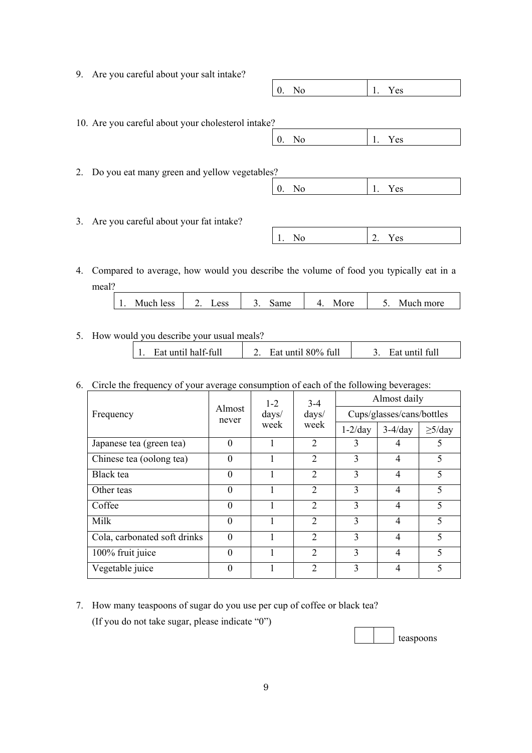9. Are you careful about your salt intake?

| 0. No | 1. Yes |
|---|---|

10. Are you careful about your cholesterol intake?

| 0. No | 1. Yes |
|---|---|

2. Do you eat many green and yellow vegetables?

| 0. No | 1. Yes |
|---|---|

3. Are you careful about your fat intake?

| 1. No | 2. Yes |
|---|---|

4. Compared to average, how would you describe the volume of food you typically eat in a meal?

| 1. Much less | 2. Less | 3. Same | 4. More | 5. Much more |
|---|---|---|---|---|

5. How would you describe your usual meals?

| 1. Eat until half-full | 2. Eat until 80% full | 3. Eat until full |
|---|---|---|

6. Circle the frequency of your average consumption of each of the following beverages:

| Frequency | Almost never | 1-2 days/ week | 3-4 days/ week | Almost daily | | |
|---|---|---|---|---|---|---|
| | | | | Cups/glasses/cans/bottles | | |
| | | | | 1-2/day | 3-4/day | ≥5/day |
| Japanese tea (green tea) | 0 | 1 | 2 | 3 | 4 | 5 |
| Chinese tea (oolong tea) | 0 | 1 | 2 | 3 | 4 | 5 |
| Black tea | 0 | 1 | 2 | 3 | 4 | 5 |
| Other teas | 0 | 1 | 2 | 3 | 4 | 5 |
| Coffee | 0 | 1 | 2 | 3 | 4 | 5 |
| Milk | 0 | 1 | 2 | 3 | 4 | 5 |
| Cola, carbonated soft drinks | 0 | 1 | 2 | 3 | 4 | 5 |
| 100% fruit juice | 0 | 1 | 2 | 3 | 4 | 5 |
| Vegetable juice | 0 | 1 | 2 | 3 | 4 | 5 |

7. How many teaspoons of sugar do you use per cup of coffee or black tea?
   (If you do not take sugar, please indicate "0")

   | | | teaspoons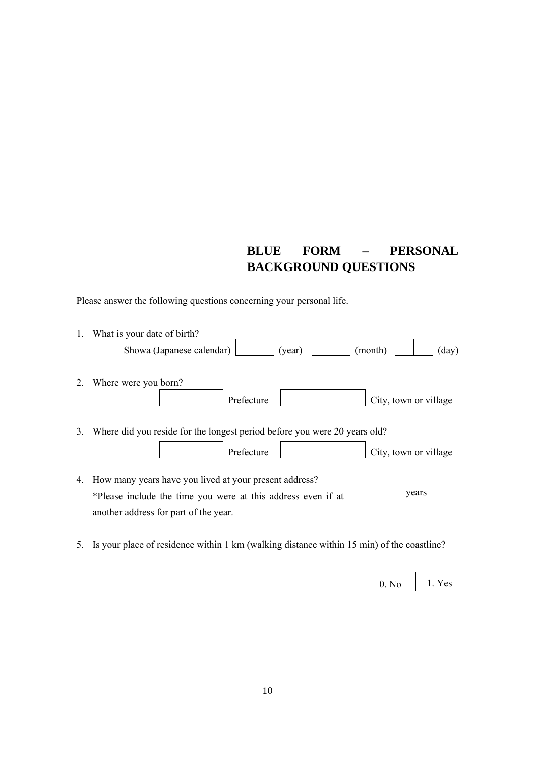# BLUE FORM – PERSONAL BACKGROUND QUESTIONS

Please answer the following questions concerning your personal life.

1. What is your date of birth?

   Showa (Japanese calendar) [ | ] (year) [ | ] (month) [ | ] (day)

2. Where were you born?

   [ ] Prefecture [ ] City, town or village

3. Where did you reside for the longest period before you were 20 years old?

   [ ] Prefecture [ ] City, town or village

4. How many years have you lived at your present address?
   *Please include the time you were at this address even if at another address for part of the year. [ | ] years

5. Is your place of residence within 1 km (walking distance within 15 min) of the coastline?

| 0. No | 1. Yes |
|---|---|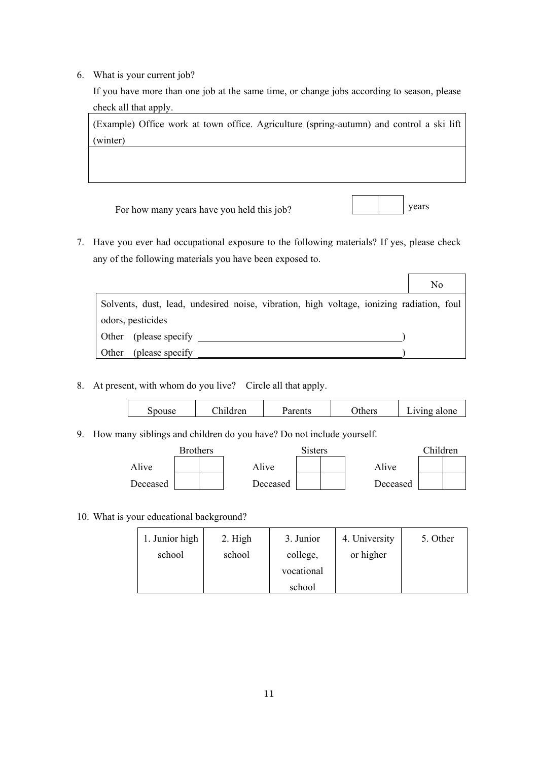6. What is your current job?

   If you have more than one job at the same time, or change jobs according to season, please check all that apply.

| (Example) Office work at town office. Agriculture (spring-autumn) and control a ski lift (winter) |
|---|
| |

   For how many years have you held this job? | | | years

7. Have you ever had occupational exposure to the following materials? If yes, please check any of the following materials you have been exposed to.

| | No |
|---|---|
| Solvents, dust, lead, undesired noise, vibration, high voltage, ionizing radiation, foul odors, pesticides<br>Other (please specify ______________________________)<br>Other (please specify ______________________________) | |

8. At present, with whom do you live? Circle all that apply.

| Spouse | Children | Parents | Others | Living alone |
|---|---|---|---|---|

9. How many siblings and children do you have? Do not include yourself.

| | Brothers | | Sisters | | Children |
|---|---|---|---|---|---|
| Alive | | Alive | | Alive | |
| Deceased | | Deceased | | Deceased | |

10. What is your educational background?

| 1. Junior high school | 2. High school | 3. Junior college, vocational school | 4. University or higher | 5. Other |
|---|---|---|---|---|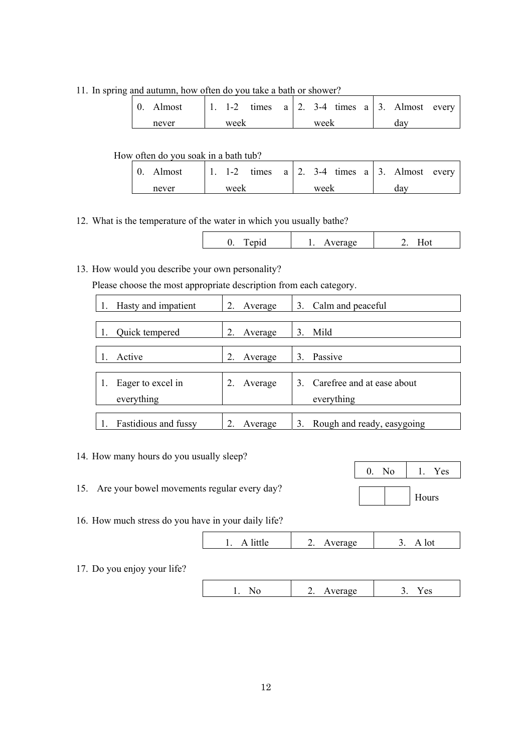11. In spring and autumn, how often do you take a bath or shower?

| 0. Almost never | 1. 1-2 times a week | 2. 3-4 times a week | 3. Almost every day |
|---|---|---|---|

How often do you soak in a bath tub?

| 0. Almost never | 1. 1-2 times a week | 2. 3-4 times a week | 3. Almost every day |
|---|---|---|---|

12. What is the temperature of the water in which you usually bathe?

| 0. Tepid | 1. Average | 2. Hot |
|---|---|---|

13. How would you describe your own personality?
    Please choose the most appropriate description from each category.

| 1. Hasty and impatient | 2. Average | 3. Calm and peaceful |
|---|---|---|

| 1. Quick tempered | 2. Average | 3. Mild |
|---|---|---|

| 1. Active | 2. Average | 3. Passive |
|---|---|---|

| 1. Eager to excel in everything | 2. Average | 3. Carefree and at ease about everything |
|---|---|---|

| 1. Fastidious and fussy | 2. Average | 3. Rough and ready, easygoing |
|---|---|---|

14. How many hours do you usually sleep?

| 0. No | 1. Yes |
|---|---|

15. Are your bowel movements regular every day?

| | | Hours |
|---|---|---|

16. How much stress do you have in your daily life?

| 1. A little | 2. Average | 3. A lot |
|---|---|---|

17. Do you enjoy your life?

| 1. No | 2. Average | 3. Yes |
|---|---|---|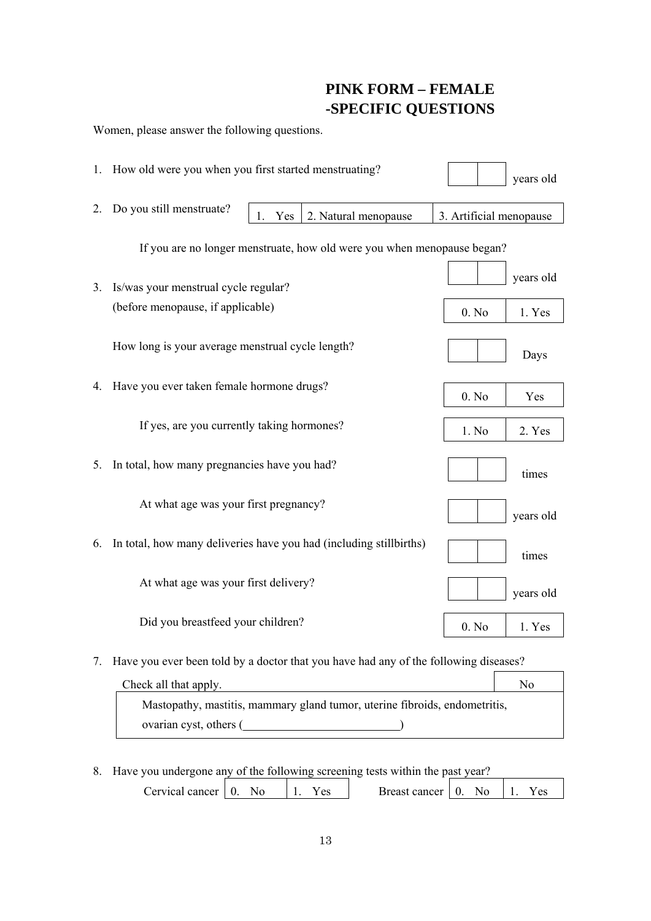# PINK FORM – FEMALE -SPECIFIC QUESTIONS

Women, please answer the following questions.

1. How old were you when you first started menstruating? [ | ] years old

2. Do you still menstruate?

| 1. Yes | 2. Natural menopause | 3. Artificial menopause |
|---|---|---|

   If you are no longer menstruate, how old were you when menopause began? [ | ] years old

3. Is/was your menstrual cycle regular? (before menopause, if applicable)

| 0. No | 1. Yes |
|---|---|

   How long is your average menstrual cycle length? [ | ] Days

4. Have you ever taken female hormone drugs?

| 0. No | Yes |
|---|---|

   If yes, are you currently taking hormones?

| 1. No | 2. Yes |
|---|---|

5. In total, how many pregnancies have you had? [ | ] times

   At what age was your first pregnancy? [ | ] years old

6. In total, how many deliveries have you had (including stillbirths) [ | ] times

   At what age was your first delivery? [ | ] years old

   Did you breastfeed your children?

| 0. No | 1. Yes |
|---|---|

7. Have you ever been told by a doctor that you have had any of the following diseases?

| Check all that apply. | No |
|---|---|
| Mastopathy, mastitis, mammary gland tumor, uterine fibroids, endometritis, ovarian cyst, others (\_\_\_\_\_\_\_\_\_\_\_\_\_\_\_\_\_\_\_\_\_\_\_\_\_) | |

8. Have you undergone any of the following screening tests within the past year?

| Cervical cancer | 0. No | 1. Yes | Breast cancer | 0. No | 1. Yes |
|---|---|---|---|---|---|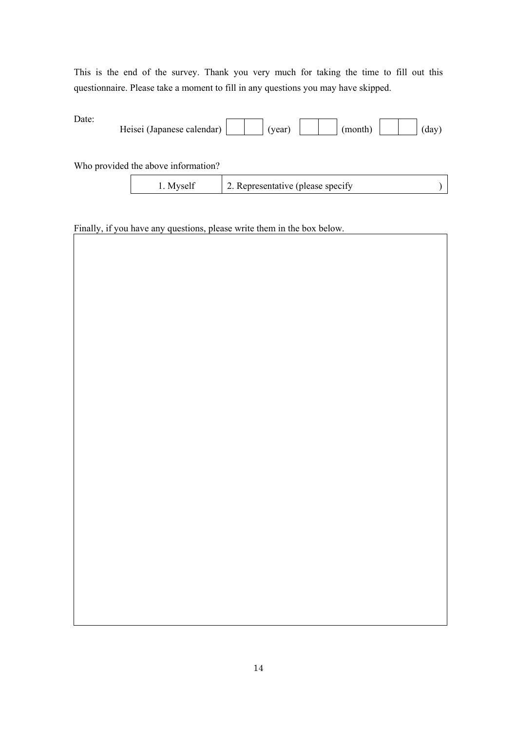This is the end of the survey. Thank you very much for taking the time to fill out this questionnaire. Please take a moment to fill in any questions you may have skipped.

Date:

Heisei (Japanese calendar) [ | ] (year) [ | ] (month) [ | ] (day)

Who provided the above information?

| | |
|---|---|
| 1. Myself | 2. Representative (please specify ) |

Finally, if you have any questions, please write them in the box below.

| |
|---|
| |